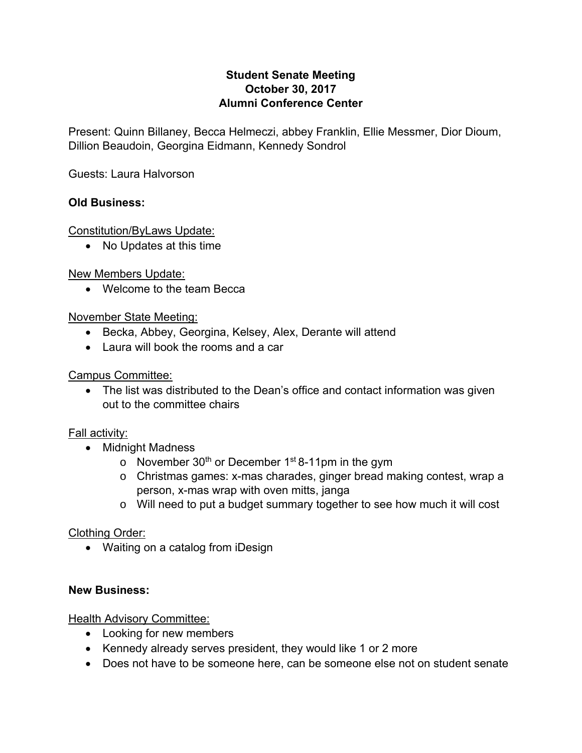**Student Senate Meeting**
**October 30, 2017**
**Alumni Conference Center**

Present: Quinn Billaney, Becca Helmeczi, abbey Franklin, Ellie Messmer, Dior Dioum, Dillion Beaudoin, Georgina Eidmann, Kennedy Sondrol

Guests: Laura Halvorson

**Old Business:**

<u>Constitution/ByLaws Update:</u>

- No Updates at this time

<u>New Members Update:</u>

- Welcome to the team Becca

<u>November State Meeting:</u>

- Becka, Abbey, Georgina, Kelsey, Alex, Derante will attend
- Laura will book the rooms and a car

<u>Campus Committee:</u>

- The list was distributed to the Dean's office and contact information was given out to the committee chairs

<u>Fall activity:</u>

- Midnight Madness
  - November 30th or December 1st 8-11pm in the gym
  - Christmas games: x-mas charades, ginger bread making contest, wrap a person, x-mas wrap with oven mitts, janga
  - Will need to put a budget summary together to see how much it will cost

<u>Clothing Order:</u>

- Waiting on a catalog from iDesign

**New Business:**

<u>Health Advisory Committee:</u>

- Looking for new members
- Kennedy already serves president, they would like 1 or 2 more
- Does not have to be someone here, can be someone else not on student senate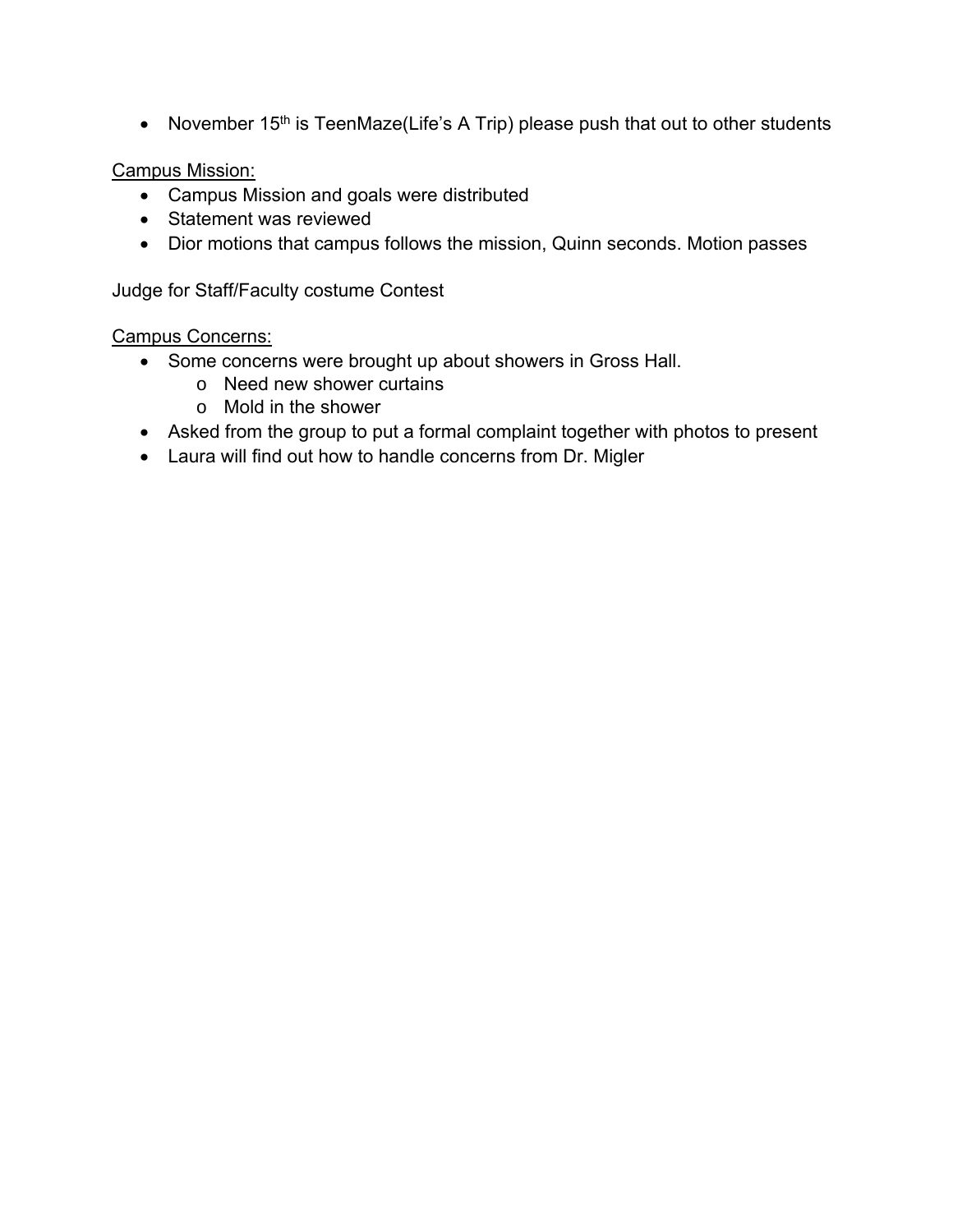- November 15th is TeenMaze(Life's A Trip) please push that out to other students

<u>Campus Mission:</u>

- Campus Mission and goals were distributed
- Statement was reviewed
- Dior motions that campus follows the mission, Quinn seconds. Motion passes

Judge for Staff/Faculty costume Contest

<u>Campus Concerns:</u>

- Some concerns were brought up about showers in Gross Hall.
  - Need new shower curtains
  - Mold in the shower
- Asked from the group to put a formal complaint together with photos to present
- Laura will find out how to handle concerns from Dr. Migler